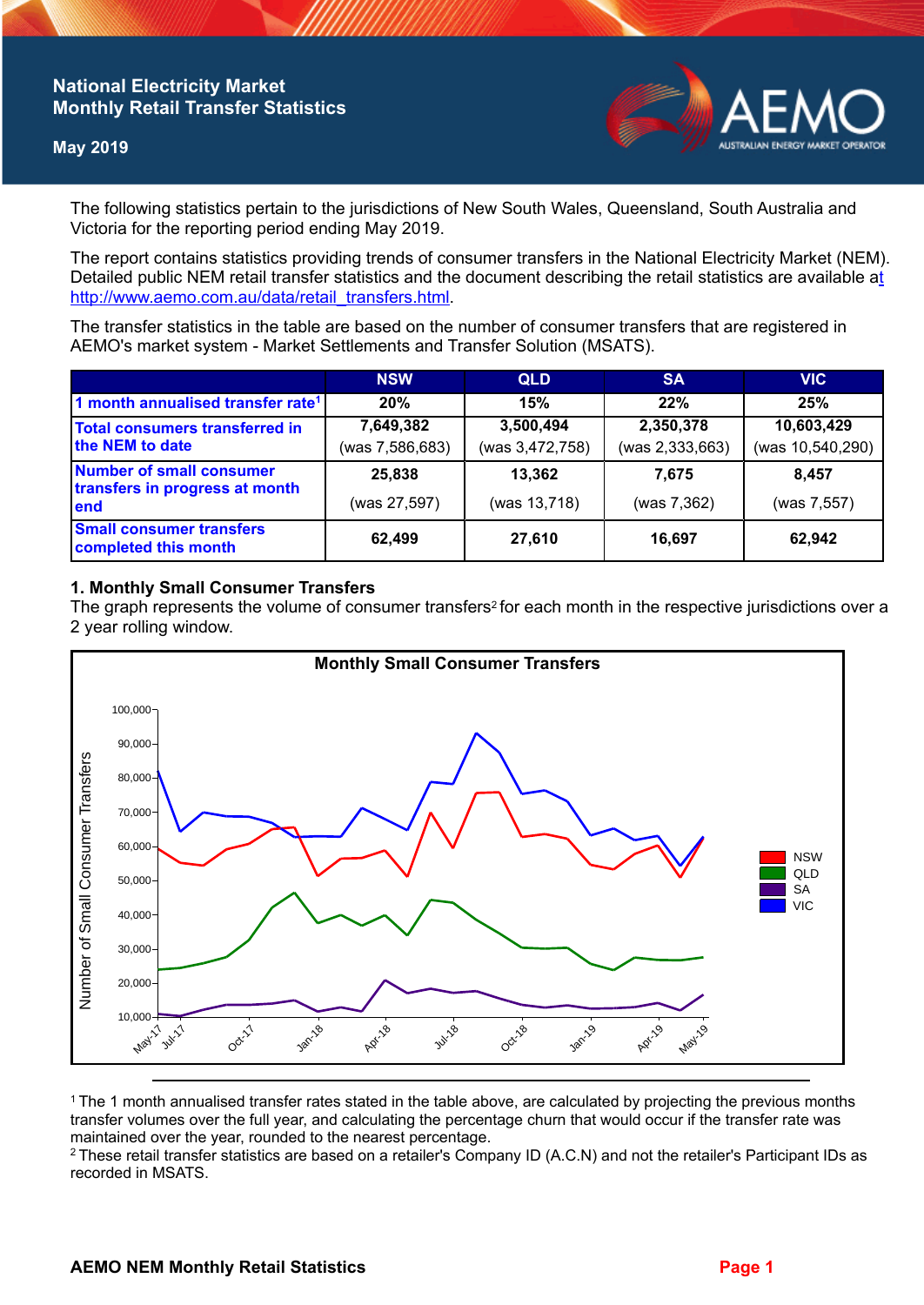# National Electricity Market Monthly Retail Transfer Statistics

**May 2019**

The following statistics pertain to the jurisdictions of New South Wales, Queensland, South Australia and Victoria for the reporting period ending May 2019.

The report contains statistics providing trends of consumer transfers in the National Electricity Market (NEM). Detailed public NEM retail transfer statistics and the document describing the retail statistics are available at http://www.aemo.com.au/data/retail_transfers.html.

The transfer statistics in the table are based on the number of consumer transfers that are registered in AEMO's market system - Market Settlements and Transfer Solution (MSATS).

| | NSW | QLD | SA | VIC |
|---|---|---|---|---|
| 1 month annualised transfer rate[1] | 20% | 15% | 22% | 25% |
| Total consumers transferred in the NEM to date | 7,649,382 (was 7,586,683) | 3,500,494 (was 3,472,758) | 2,350,378 (was 2,333,663) | 10,603,429 (was 10,540,290) |
| Number of small consumer transfers in progress at month end | 25,838 (was 27,597) | 13,362 (was 13,718) | 7,675 (was 7,362) | 8,457 (was 7,557) |
| Small consumer transfers completed this month | 62,499 | 27,610 | 16,697 | 62,942 |

## 1. Monthly Small Consumer Transfers

The graph represents the volume of consumer transfers[2] for each month in the respective jurisdictions over a 2 year rolling window.

**Monthly Small Consumer Transfers**

[1] The 1 month annualised transfer rates stated in the table above, are calculated by projecting the previous months transfer volumes over the full year, and calculating the percentage churn that would occur if the transfer rate was maintained over the year, rounded to the nearest percentage.

[2] These retail transfer statistics are based on a retailer's Company ID (A.C.N) and not the retailer's Participant IDs as recorded in MSATS.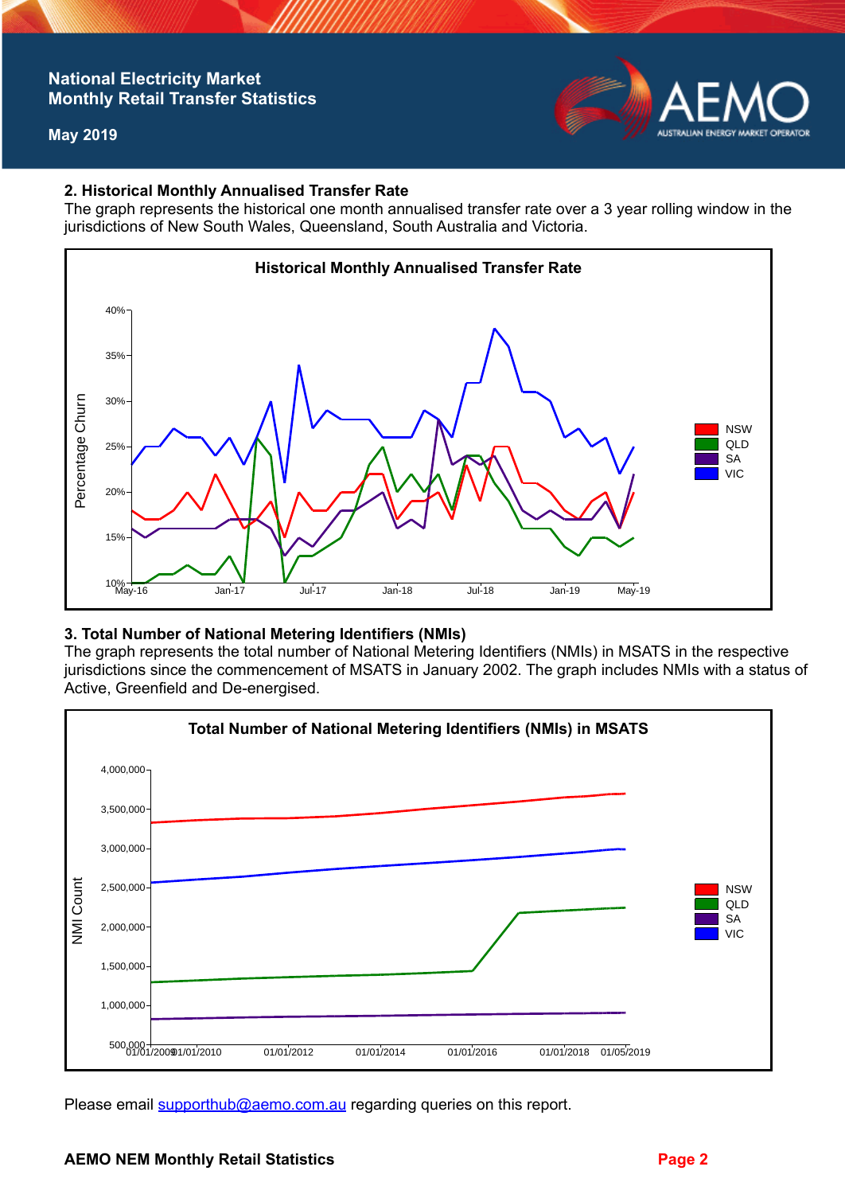National Electricity Market
Monthly Retail Transfer Statistics

May 2019

## 2. Historical Monthly Annualised Transfer Rate

The graph represents the historical one month annualised transfer rate over a 3 year rolling window in the jurisdictions of New South Wales, Queensland, South Australia and Victoria.

Historical Monthly Annualised Transfer Rate

Percentage Churn

40%
35%
30%
25%
20%
15%
10%

May-16
Jan-17
Jul-17
Jan-18
Jul-18
Jan-19
May-19

NSW
QLD
SA
VIC

## 3. Total Number of National Metering Identifiers (NMIs)

The graph represents the total number of National Metering Identifiers (NMIs) in MSATS in the respective jurisdictions since the commencement of MSATS in January 2002. The graph includes NMIs with a status of Active, Greenfield and De-energised.

Total Number of National Metering Identifiers (NMIs) in MSATS

NMI Count

4,000,000
3,500,000
3,000,000
2,500,000
2,000,000
1,500,000
1,000,000
500,000

01/01/2009
01/01/2010
01/01/2012
01/01/2014
01/01/2016
01/01/2018
01/05/2019

NSW
QLD
SA
VIC

Please email supporthub@aemo.com.au regarding queries on this report.

**AEMO NEM Monthly Retail Statistics**